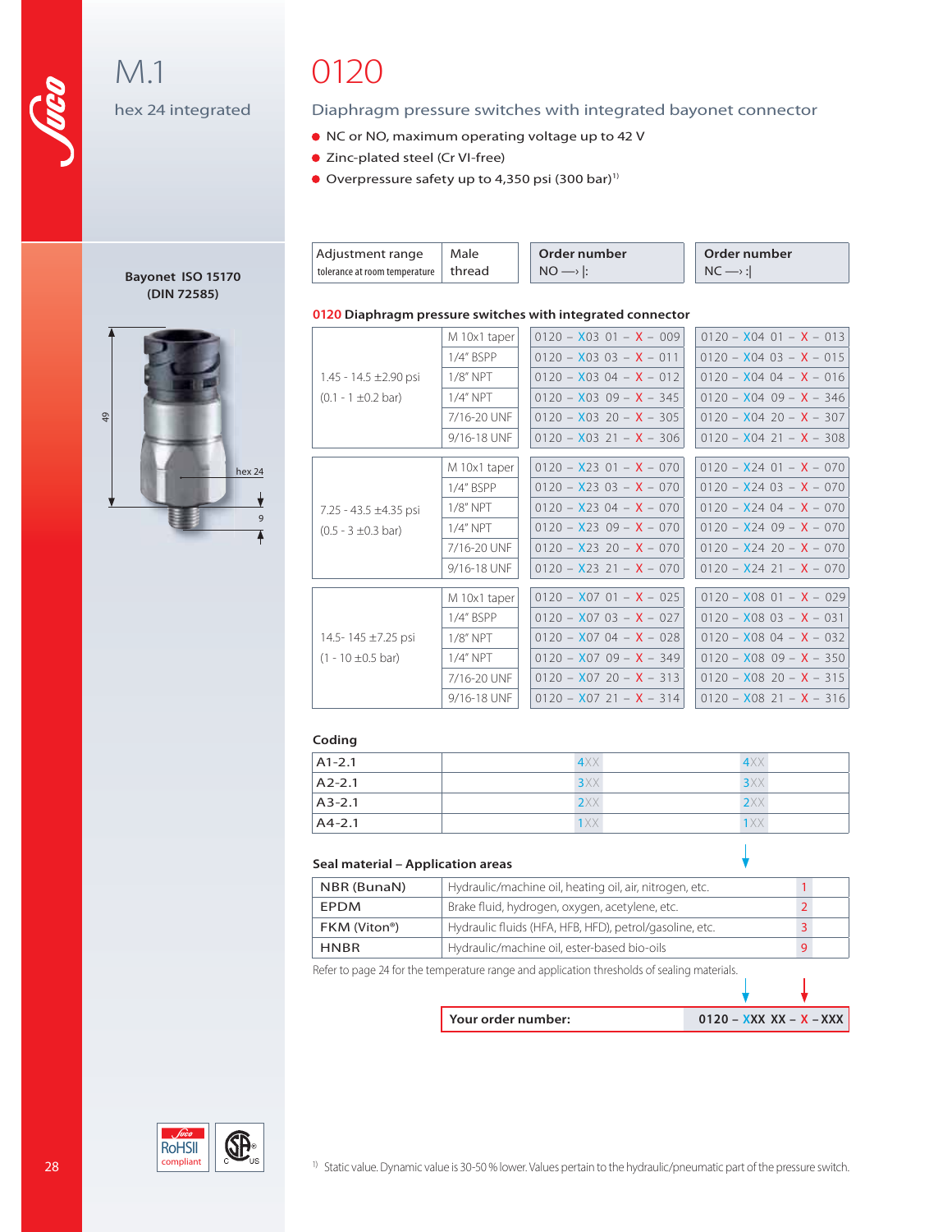# M.1

hex 24 integrated

**Bayonet ISO 15170 (DIN 72585)**

49

hex 24

9

# 0120

## Diaphragm pressure switches with integrated bayonet connector

- NC or NO, maximum operating voltage up to 42 V
- Zinc-plated steel (Cr VI-free)
- Overpressure safety up to 4,350 psi (300 bar)[1]

**0120 Diaphragm pressure switches with integrated connector**

| Adjustment range (tolerance at room temperature) | Male thread | Order number NO —› \|: | Order number NC —› :\| |
|---|---|---|---|
| 1.45 - 14.5 ±2.90 psi (0.1 - 1 ±0.2 bar) | M 10x1 taper | 0120 – X03 01 – X – 009 | 0120 – X04 01 – X – 013 |
| | 1/4" BSPP | 0120 – X03 03 – X – 011 | 0120 – X04 03 – X – 015 |
| | 1/8" NPT | 0120 – X03 04 – X – 012 | 0120 – X04 04 – X – 016 |
| | 1/4" NPT | 0120 – X03 09 – X – 345 | 0120 – X04 09 – X – 346 |
| | 7/16-20 UNF | 0120 – X03 20 – X – 305 | 0120 – X04 20 – X – 307 |
| | 9/16-18 UNF | 0120 – X03 21 – X – 306 | 0120 – X04 21 – X – 308 |
| 7.25 - 43.5 ±4.35 psi (0.5 - 3 ±0.3 bar) | M 10x1 taper | 0120 – X23 01 – X – 070 | 0120 – X24 01 – X – 070 |
| | 1/4" BSPP | 0120 – X23 03 – X – 070 | 0120 – X24 03 – X – 070 |
| | 1/8" NPT | 0120 – X23 04 – X – 070 | 0120 – X24 04 – X – 070 |
| | 1/4" NPT | 0120 – X23 09 – X – 070 | 0120 – X24 09 – X – 070 |
| | 7/16-20 UNF | 0120 – X23 20 – X – 070 | 0120 – X24 20 – X – 070 |
| | 9/16-18 UNF | 0120 – X23 21 – X – 070 | 0120 – X24 21 – X – 070 |
| 14.5- 145 ±7.25 psi (1 - 10 ±0.5 bar) | M 10x1 taper | 0120 – X07 01 – X – 025 | 0120 – X08 01 – X – 029 |
| | 1/4" BSPP | 0120 – X07 03 – X – 027 | 0120 – X08 03 – X – 031 |
| | 1/8" NPT | 0120 – X07 04 – X – 028 | 0120 – X08 04 – X – 032 |
| | 1/4" NPT | 0120 – X07 09 – X – 349 | 0120 – X08 09 – X – 350 |
| | 7/16-20 UNF | 0120 – X07 20 – X – 313 | 0120 – X08 20 – X – 315 |
| | 9/16-18 UNF | 0120 – X07 21 – X – 314 | 0120 – X08 21 – X – 316 |

**Coding**

| | | | |
|---|---|---|---|
| A1-2.1 | | 4XX | 4XX |
| A2-2.1 | | 3XX | 3XX |
| A3-2.1 | | 2XX | 2XX |
| A4-2.1 | | 1XX | 1XX |

**Seal material – Application areas**

| | | |
|---|---|---|
| NBR (BunaN) | Hydraulic/machine oil, heating oil, air, nitrogen, etc. | 1 |
| EPDM | Brake fluid, hydrogen, oxygen, acetylene, etc. | 2 |
| FKM (Viton®) | Hydraulic fluids (HFA, HFB, HFD), petrol/gasoline, etc. | 3 |
| HNBR | Hydraulic/machine oil, ester-based bio-oils | 9 |

Refer to page 24 for the temperature range and application thresholds of sealing materials.

| | |
|---|---|
| **Your order number:** | **0120 – XXX XX – X – XXX** |

RoHSII compliant

[1] Static value. Dynamic value is 30-50 % lower. Values pertain to the hydraulic/pneumatic part of the pressure switch.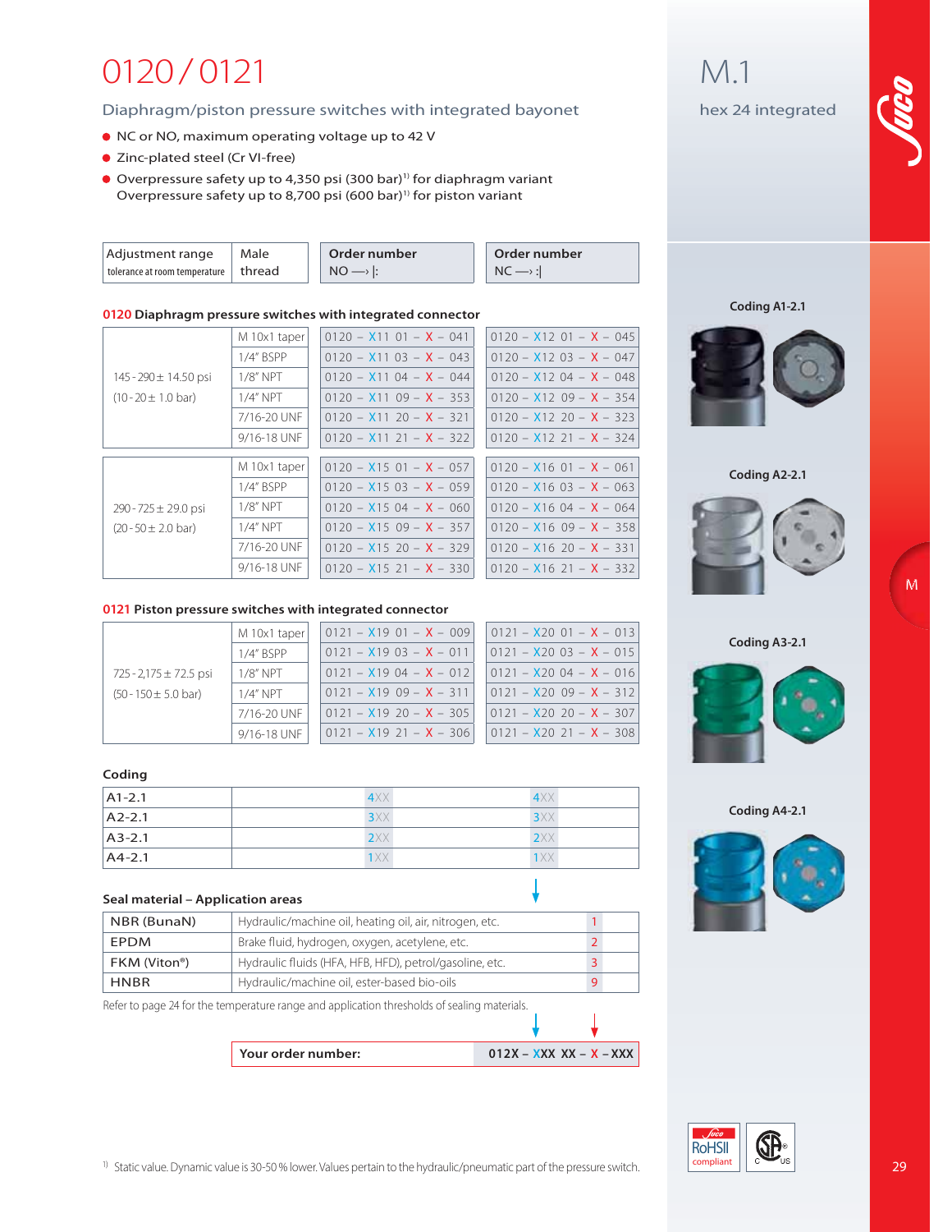# 0120 / 0121

## Diaphragm/piston pressure switches with integrated bayonet

- NC or NO, maximum operating voltage up to 42 V
- Zinc-plated steel (Cr VI-free)
- Overpressure safety up to 4,350 psi (300 bar)[1] for diaphragm variant
  Overpressure safety up to 8,700 psi (600 bar)[1] for piston variant

**M.1**

hex 24 integrated

| Adjustment range (tolerance at room temperature) | Male thread | Order number NO —› \|: | Order number NC —› :\| |
|---|---|---|---|
| **0120 Diaphragm pressure switches with integrated connector** | | | |
| 145 - 290 ± 14.50 psi (10 - 20 ± 1.0 bar) | M 10x1 taper | 0120 – X11 01 – X – 041 | 0120 – X12 01 – X – 045 |
| | 1/4" BSPP | 0120 – X11 03 – X – 043 | 0120 – X12 03 – X – 047 |
| | 1/8" NPT | 0120 – X11 04 – X – 044 | 0120 – X12 04 – X – 048 |
| | 1/4" NPT | 0120 – X11 09 – X – 353 | 0120 – X12 09 – X – 354 |
| | 7/16-20 UNF | 0120 – X11 20 – X – 321 | 0120 – X12 20 – X – 323 |
| | 9/16-18 UNF | 0120 – X11 21 – X – 322 | 0120 – X12 21 – X – 324 |
| 290 - 725 ± 29.0 psi (20 - 50 ± 2.0 bar) | M 10x1 taper | 0120 – X15 01 – X – 057 | 0120 – X16 01 – X – 061 |
| | 1/4" BSPP | 0120 – X15 03 – X – 059 | 0120 – X16 03 – X – 063 |
| | 1/8" NPT | 0120 – X15 04 – X – 060 | 0120 – X16 04 – X – 064 |
| | 1/4" NPT | 0120 – X15 09 – X – 357 | 0120 – X16 09 – X – 358 |
| | 7/16-20 UNF | 0120 – X15 20 – X – 329 | 0120 – X16 20 – X – 331 |
| | 9/16-18 UNF | 0120 – X15 21 – X – 330 | 0120 – X16 21 – X – 332 |
| **0121 Piston pressure switches with integrated connector** | | | |
| 725 - 2,175 ± 72.5 psi (50 - 150 ± 5.0 bar) | M 10x1 taper | 0121 – X19 01 – X – 009 | 0121 – X20 01 – X – 013 |
| | 1/4" BSPP | 0121 – X19 03 – X – 011 | 0121 – X20 03 – X – 015 |
| | 1/8" NPT | 0121 – X19 04 – X – 012 | 0121 – X20 04 – X – 016 |
| | 1/4" NPT | 0121 – X19 09 – X – 311 | 0121 – X20 09 – X – 312 |
| | 7/16-20 UNF | 0121 – X19 20 – X – 305 | 0121 – X20 20 – X – 307 |
| | 9/16-18 UNF | 0121 – X19 21 – X – 306 | 0121 – X20 21 – X – 308 |

### Coding

| Coding | NO | NC |
|---|---|---|
| A1-2.1 | 4XX | 4XX |
| A2-2.1 | 3XX | 3XX |
| A3-2.1 | 2XX | 2XX |
| A4-2.1 | 1XX | 1XX |

Coding A1-2.1

Coding A2-2.1

Coding A3-2.1

Coding A4-2.1

### Seal material – Application areas

| Material | Application areas | Code |
|---|---|---|
| NBR (BunaN) | Hydraulic/machine oil, heating oil, air, nitrogen, etc. | 1 |
| EPDM | Brake fluid, hydrogen, oxygen, acetylene, etc. | 2 |
| FKM (Viton®) | Hydraulic fluids (HFA, HFB, HFD), petrol/gasoline, etc. | 3 |
| HNBR | Hydraulic/machine oil, ester-based bio-oils | 9 |

Refer to page 24 for the temperature range and application thresholds of sealing materials.

| **Your order number:** | **012X – XXX XX – X – XXX** |
|---|---|

[1] Static value. Dynamic value is 30-50 % lower. Values pertain to the hydraulic/pneumatic part of the pressure switch.

RoHSII compliant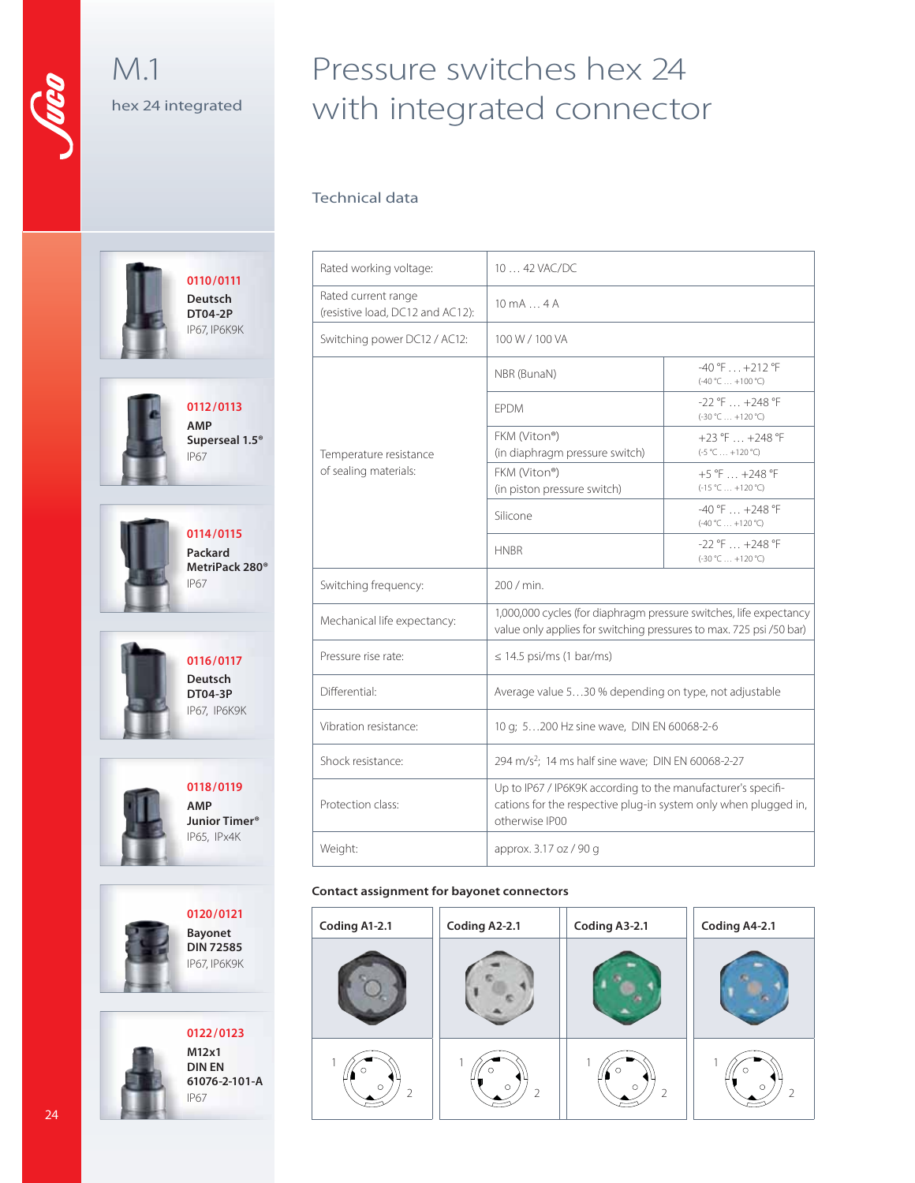# M.1

hex 24 integrated

# Pressure switches hex 24 with integrated connector

## Technical data

| Rated working voltage: | 10 … 42 VAC/DC | |
|---|---|---|
| Rated current range (resistive load, DC12 and AC12): | 10 mA … 4 A | |
| Switching power DC12 / AC12: | 100 W / 100 VA | |
| Temperature resistance of sealing materials: | NBR (BunaN) | -40 °F … +212 °F (-40 °C … +100 °C) |
| | EPDM | -22 °F … +248 °F (-30 °C … +120 °C) |
| | FKM (Viton®) (in diaphragm pressure switch) | +23 °F … +248 °F (-5 °C … +120 °C) |
| | FKM (Viton®) (in piston pressure switch) | +5 °F … +248 °F (-15 °C … +120 °C) |
| | Silicone | -40 °F … +248 °F (-40 °C … +120 °C) |
| | HNBR | -22 °F … +248 °F (-30 °C … +120 °C) |
| Switching frequency: | 200 / min. | |
| Mechanical life expectancy: | 1,000,000 cycles (for diaphragm pressure switches, life expectancy value only applies for switching pressures to max. 725 psi /50 bar) | |
| Pressure rise rate: | ≤ 14.5 psi/ms (1 bar/ms) | |
| Differential: | Average value 5…30 % depending on type, not adjustable | |
| Vibration resistance: | 10 g; 5…200 Hz sine wave, DIN EN 60068-2-6 | |
| Shock resistance: | 294 m/s²; 14 ms half sine wave; DIN EN 60068-2-27 | |
| Protection class: | Up to IP67 / IP6K9K according to the manufacturer's specifications for the respective plug-in system only when plugged in, otherwise IP00 | |
| Weight: | approx. 3.17 oz / 90 g | |

**0110/0111**
Deutsch DT04-2P
IP67, IP6K9K

**0112/0113**
AMP Superseal 1.5®
IP67

**0114/0115**
Packard MetriPack 280®
IP67

**0116/0117**
Deutsch DT04-3P
IP67, IP6K9K

**0118/0119**
AMP Junior Timer®
IP65, IPx4K

**0120/0121**
Bayonet DIN 72585
IP67, IP6K9K

**0122/0123**
M12x1 DIN EN 61076-2-101-A
IP67

### Contact assignment for bayonet connectors

| Coding A1-2.1 | Coding A2-2.1 | Coding A3-2.1 | Coding A4-2.1 |
|---|---|---|---|
| 1, 2 | 1, 2 | 1, 2 | 1, 2 |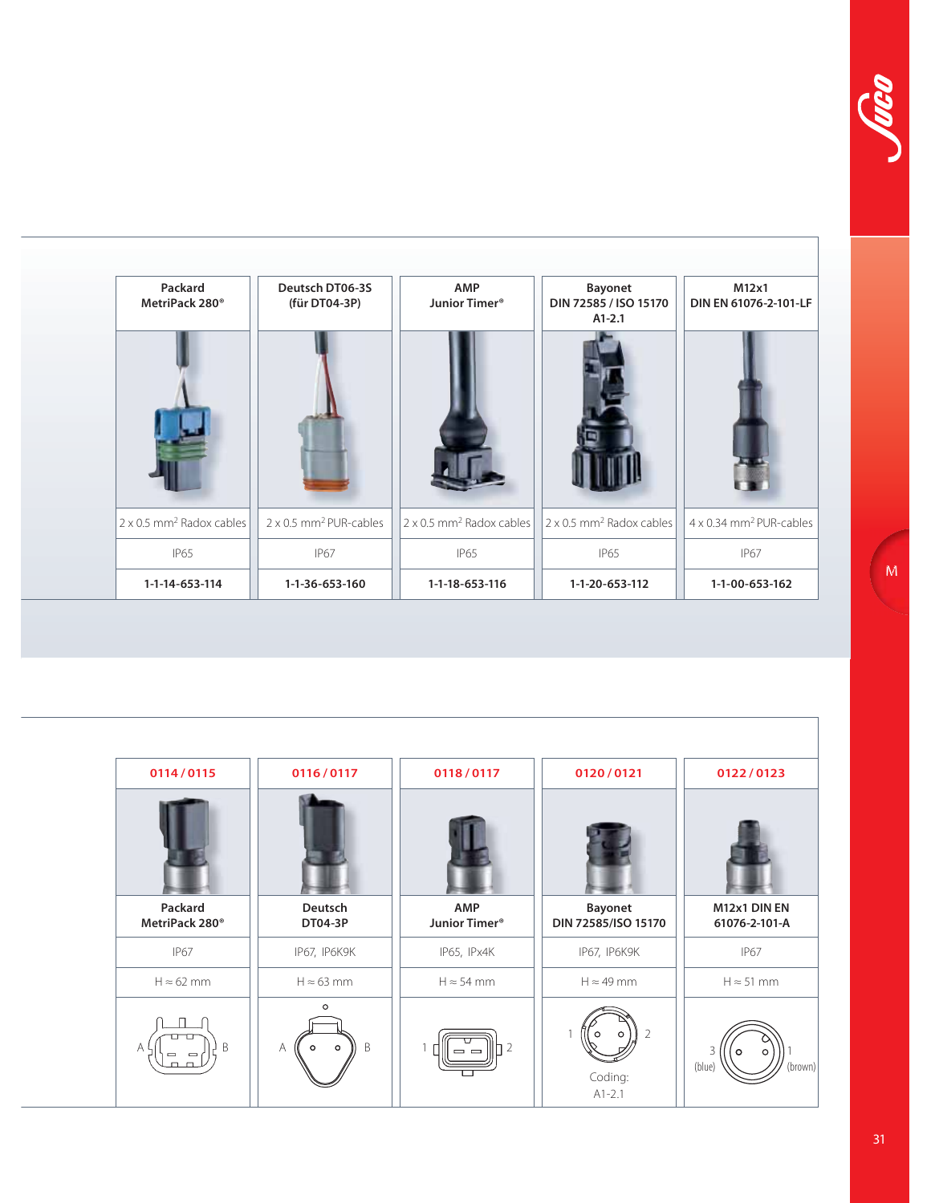| Packard MetriPack 280® | Deutsch DT06-3S (für DT04-3P) | AMP Junior Timer® | Bayonet DIN 72585 / ISO 15170 A1-2.1 | M12x1 DIN EN 61076-2-101-LF |
|---|---|---|---|---|
| 2 x 0.5 mm² Radox cables | 2 x 0.5 mm² PUR-cables | 2 x 0.5 mm² Radox cables | 2 x 0.5 mm² Radox cables | 4 x 0.34 mm² PUR-cables |
| IP65 | IP67 | IP65 | IP65 | IP67 |
| **1-1-14-653-114** | **1-1-36-653-160** | **1-1-18-653-116** | **1-1-20-653-112** | **1-1-00-653-162** |

| 0114 / 0115 | 0116 / 0117 | 0118 / 0117 | 0120 / 0121 | 0122 / 0123 |
|---|---|---|---|---|
| **Packard MetriPack 280®** | **Deutsch DT04-3P** | **AMP Junior Timer®** | **Bayonet DIN 72585/ISO 15170** | **M12x1 DIN EN 61076-2-101-A** |
| IP67 | IP67, IP6K9K | IP65, IPx4K | IP67, IP6K9K | IP67 |
| H ≈ 62 mm | H ≈ 63 mm | H ≈ 54 mm | H ≈ 49 mm | H ≈ 51 mm |
| A, B | A, B | 1, 2 | 1, 2 Coding: A1-2.1 | 3 (blue), 1 (brown) |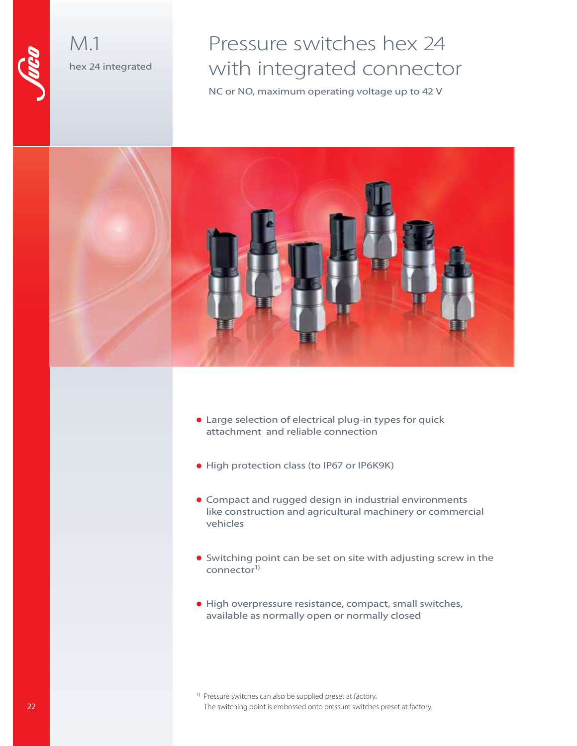M.1

hex 24 integrated

# Pressure switches hex 24 with integrated connector

NC or NO, maximum operating voltage up to 42 V

- Large selection of electrical plug-in types for quick attachment and reliable connection
- High protection class (to IP67 or IP6K9K)
- Compact and rugged design in industrial environments like construction and agricultural machinery or commercial vehicles
- Switching point can be set on site with adjusting screw in the connector[1)]
- High overpressure resistance, compact, small switches, available as normally open or normally closed

[1)] Pressure switches can also be supplied preset at factory.
The switching point is embossed onto pressure switches preset at factory.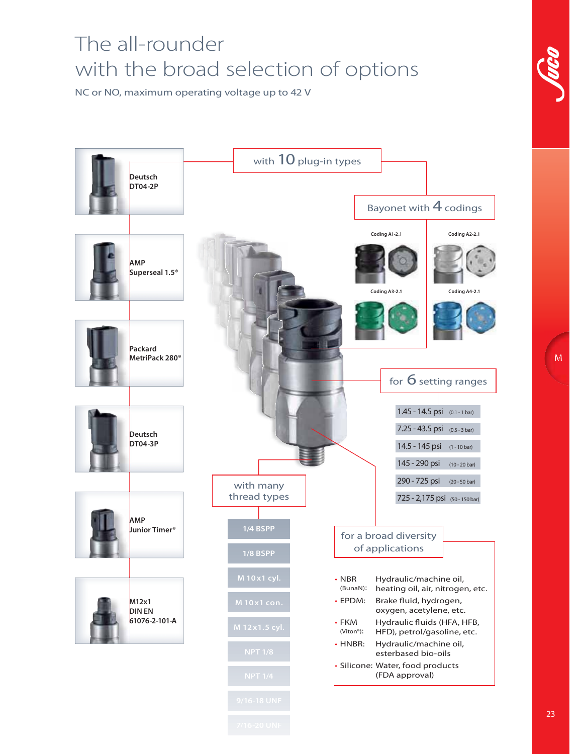# The all-rounder with the broad selection of options

NC or NO, maximum operating voltage up to 42 V

## with 10 plug-in types

- Deutsch DT04-2P
- AMP Superseal 1.5®
- Packard MetriPack 280®
- Deutsch DT04-3P
- AMP Junior Timer®
- M12x1 DIN EN 61076-2-101-A

## Bayonet with 4 codings

- Coding A1-2.1
- Coding A2-2.1
- Coding A3-2.1
- Coding A4-2.1

## for 6 setting ranges

- 1.45 - 14.5 psi (0.1 - 1 bar)
- 7.25 - 43.5 psi (0.5 - 3 bar)
- 14.5 - 145 psi (1 - 10 bar)
- 145 - 290 psi (10 - 20 bar)
- 290 - 725 psi (20 - 50 bar)
- 725 - 2,175 psi (50 - 150 bar)

## with many thread types

- 1/4 BSPP
- 1/8 BSPP
- M 10x1 cyl.
- M 10x1 con.
- M 12x1.5 cyl.
- NPT 1/8
- NPT 1/4
- 9/16-18 UNF
- 7/16-20 UNF

## for a broad diversity of applications

- NBR (BunaN): Hydraulic/machine oil, heating oil, air, nitrogen, etc.
- EPDM: Brake fluid, hydrogen, oxygen, acetylene, etc.
- FKM (Viton®): Hydraulic fluids (HFA, HFB, HFD), petrol/gasoline, etc.
- HNBR: Hydraulic/machine oil, esterbased bio-oils
- Silicone: Water, food products (FDA approval)